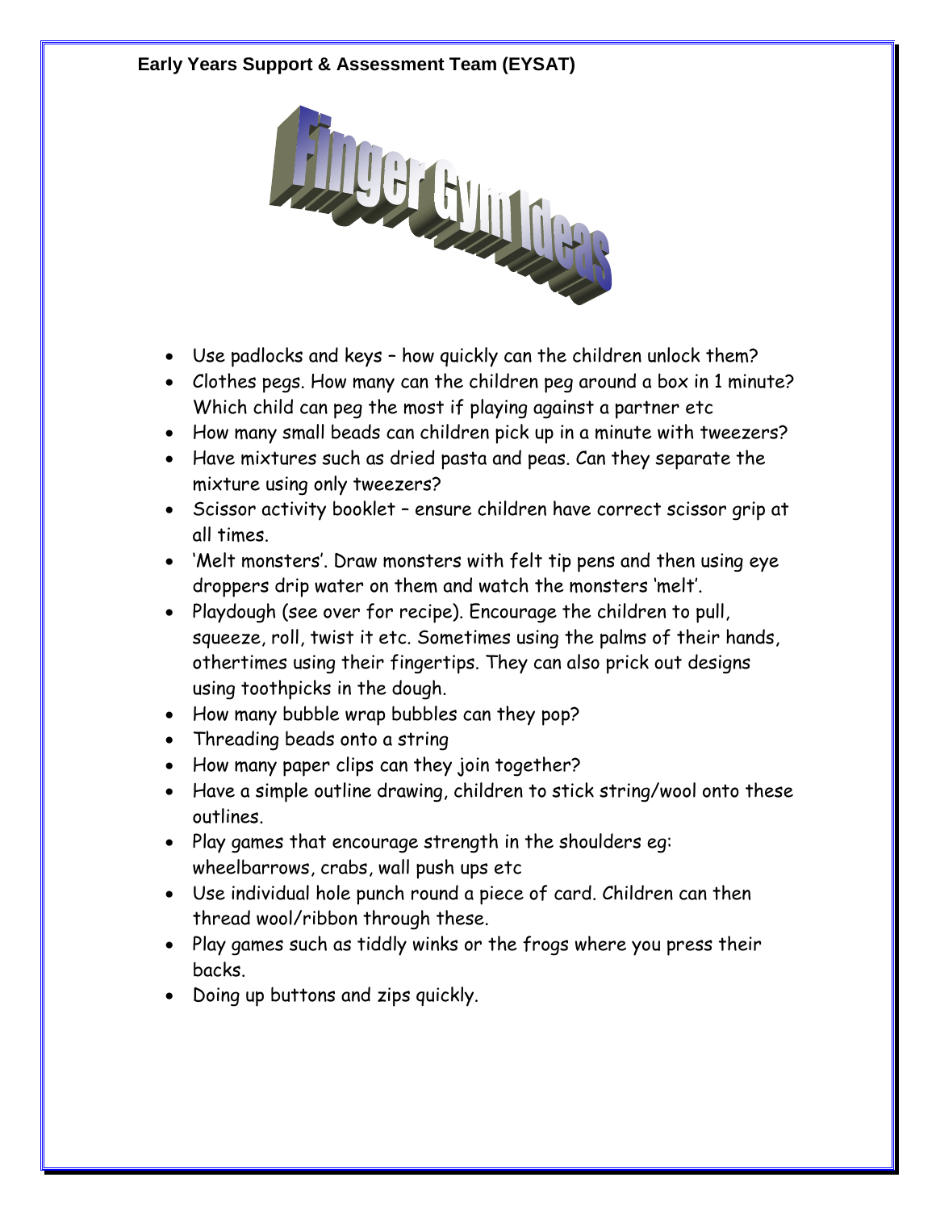**Early Years Support & Assessment Team (EYSAT)**

# Finger Gym Ideas

- Use padlocks and keys – how quickly can the children unlock them?
- Clothes pegs. How many can the children peg around a box in 1 minute? Which child can peg the most if playing against a partner etc
- How many small beads can children pick up in a minute with tweezers?
- Have mixtures such as dried pasta and peas. Can they separate the mixture using only tweezers?
- Scissor activity booklet – ensure children have correct scissor grip at all times.
- 'Melt monsters'. Draw monsters with felt tip pens and then using eye droppers drip water on them and watch the monsters 'melt'.
- Playdough (see over for recipe). Encourage the children to pull, squeeze, roll, twist it etc. Sometimes using the palms of their hands, othertimes using their fingertips. They can also prick out designs using toothpicks in the dough.
- How many bubble wrap bubbles can they pop?
- Threading beads onto a string
- How many paper clips can they join together?
- Have a simple outline drawing, children to stick string/wool onto these outlines.
- Play games that encourage strength in the shoulders eg: wheelbarrows, crabs, wall push ups etc
- Use individual hole punch round a piece of card. Children can then thread wool/ribbon through these.
- Play games such as tiddly winks or the frogs where you press their backs.
- Doing up buttons and zips quickly.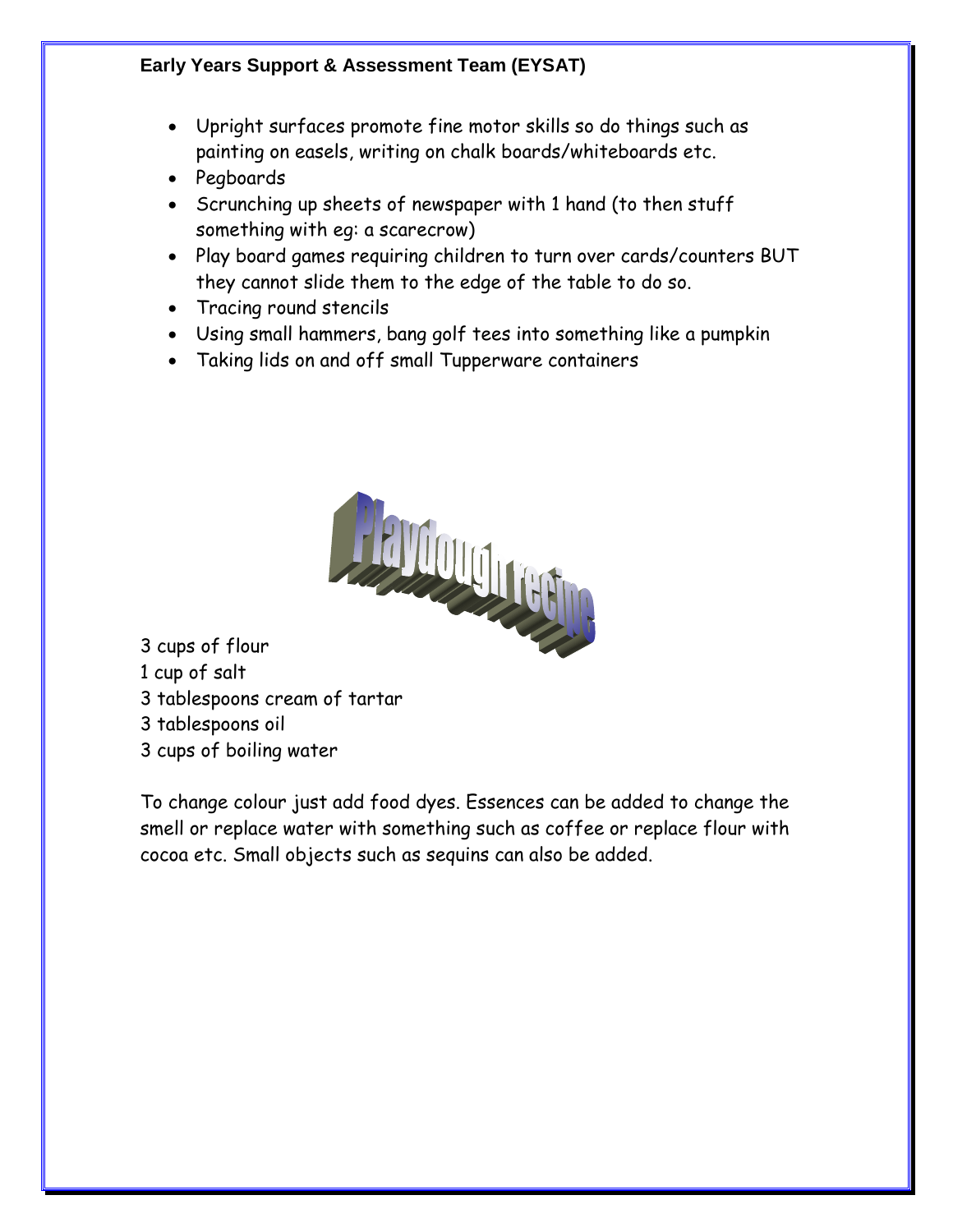- Upright surfaces promote fine motor skills so do things such as painting on easels, writing on chalk boards/whiteboards etc.
- Pegboards
- Scrunching up sheets of newspaper with 1 hand (to then stuff something with eg: a scarecrow)
- Play board games requiring children to turn over cards/counters BUT they cannot slide them to the edge of the table to do so.
- Tracing round stencils
- Using small hammers, bang golf tees into something like a pumpkin
- Taking lids on and off small Tupperware containers

## Playdough recipe

3 cups of flour
1 cup of salt
3 tablespoons cream of tartar
3 tablespoons oil
3 cups of boiling water

To change colour just add food dyes. Essences can be added to change the smell or replace water with something such as coffee or replace flour with cocoa etc. Small objects such as sequins can also be added.